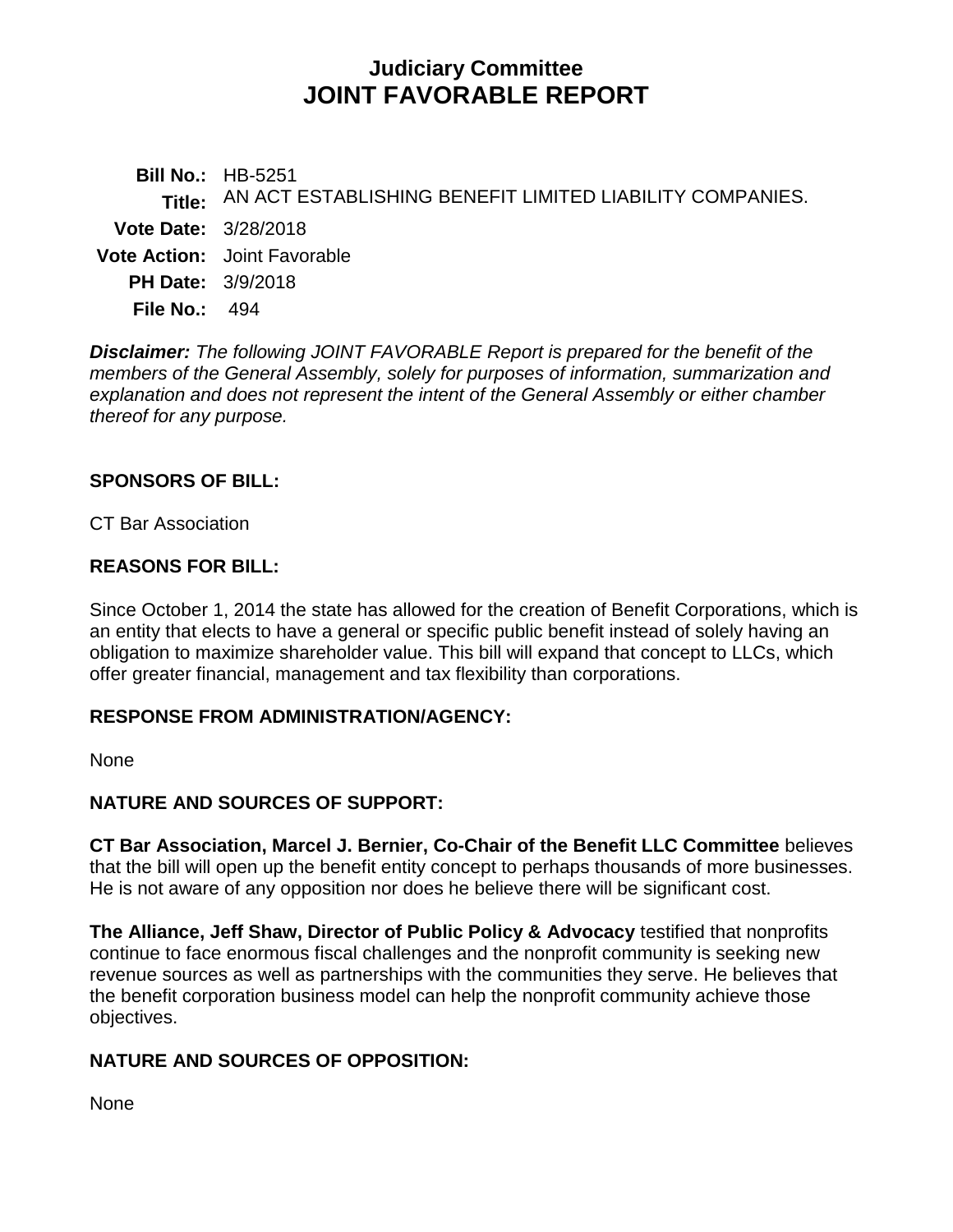# Judiciary Committee
# JOINT FAVORABLE REPORT

**Bill No.:** HB-5251
**Title:** AN ACT ESTABLISHING BENEFIT LIMITED LIABILITY COMPANIES.
**Vote Date:** 3/28/2018
**Vote Action:** Joint Favorable
**PH Date:** 3/9/2018
**File No.:** 494

***Disclaimer:*** *The following JOINT FAVORABLE Report is prepared for the benefit of the members of the General Assembly, solely for purposes of information, summarization and explanation and does not represent the intent of the General Assembly or either chamber thereof for any purpose.*

## SPONSORS OF BILL:

CT Bar Association

## REASONS FOR BILL:

Since October 1, 2014 the state has allowed for the creation of Benefit Corporations, which is an entity that elects to have a general or specific public benefit instead of solely having an obligation to maximize shareholder value. This bill will expand that concept to LLCs, which offer greater financial, management and tax flexibility than corporations.

## RESPONSE FROM ADMINISTRATION/AGENCY:

None

## NATURE AND SOURCES OF SUPPORT:

**CT Bar Association, Marcel J. Bernier, Co-Chair of the Benefit LLC Committee** believes that the bill will open up the benefit entity concept to perhaps thousands of more businesses. He is not aware of any opposition nor does he believe there will be significant cost.

**The Alliance, Jeff Shaw, Director of Public Policy & Advocacy** testified that nonprofits continue to face enormous fiscal challenges and the nonprofit community is seeking new revenue sources as well as partnerships with the communities they serve. He believes that the benefit corporation business model can help the nonprofit community achieve those objectives.

## NATURE AND SOURCES OF OPPOSITION:

None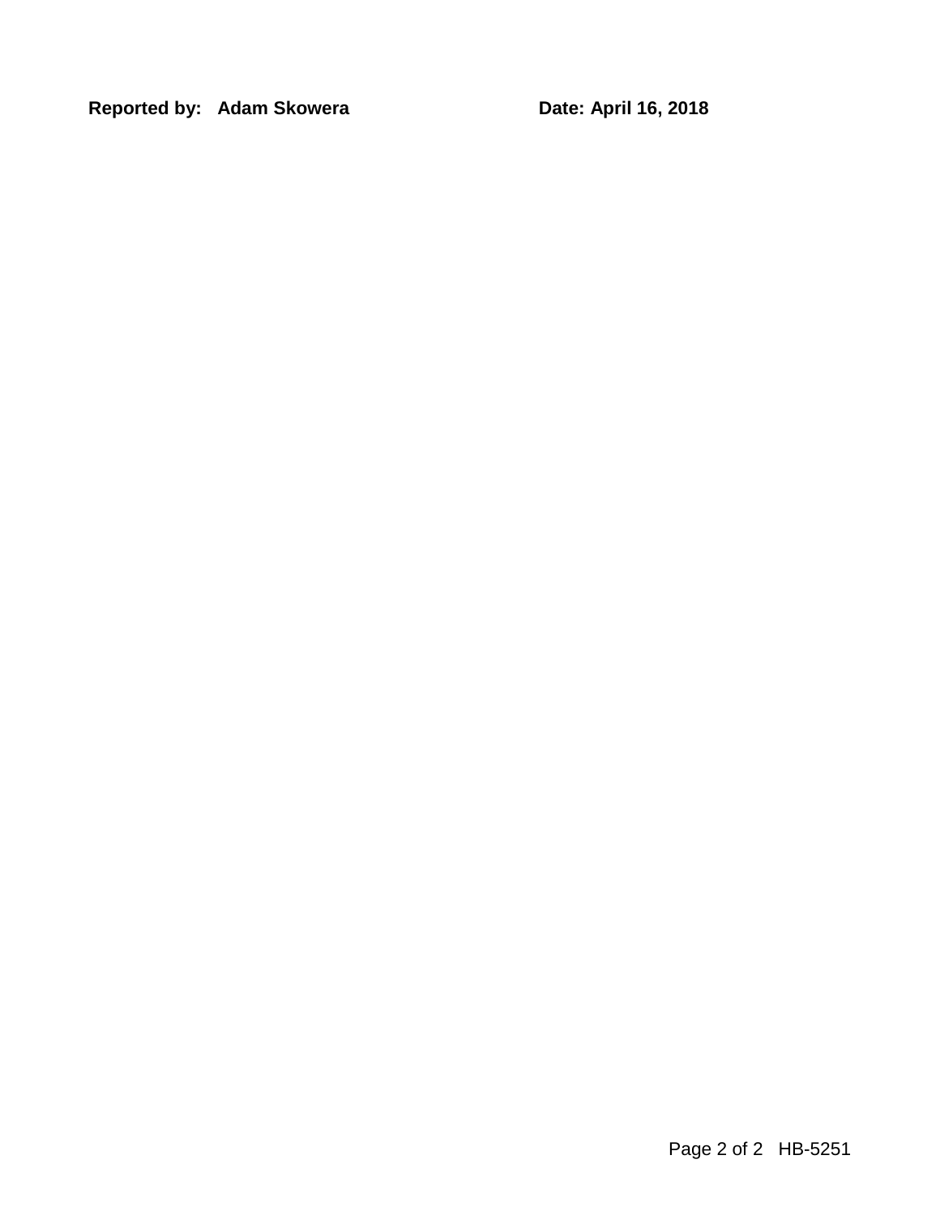**Reported by:** **Adam Skowera** **Date: April 16, 2018**